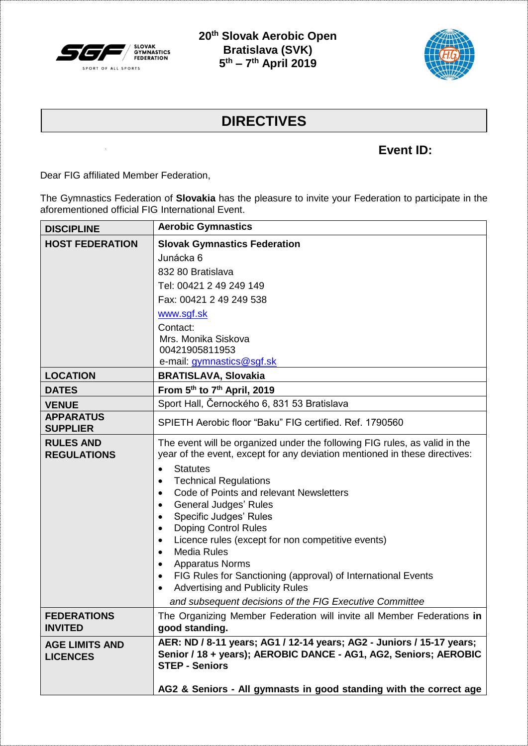**20th Slovak Aerobic Open**
**Bratislava (SVK)**
**5th – 7th April 2019**

# DIRECTIVES

**Event ID:**

Dear FIG affiliated Member Federation,

The Gymnastics Federation of **Slovakia** has the pleasure to invite your Federation to participate in the aforementioned official FIG International Event.

| | |
|---|---|
| **DISCIPLINE** | **Aerobic Gymnastics** |
| **HOST FEDERATION** | **Slovak Gymnastics Federation**<br>Junácka 6<br>832 80 Bratislava<br>Tel: 00421 2 49 249 149<br>Fax: 00421 2 49 249 538<br>www.sgf.sk<br>Contact:<br>Mrs. Monika Siskova<br>00421905811953<br>e-mail: gymnastics@sgf.sk |
| **LOCATION** | **BRATISLAVA, Slovakia** |
| **DATES** | **From 5th to 7th April, 2019** |
| **VENUE** | Sport Hall, Černockého 6, 831 53 Bratislava |
| **APPARATUS SUPPLIER** | SPIETH Aerobic floor "Baku" FIG certified. Ref. 1790560 |
| **RULES AND REGULATIONS** | The event will be organized under the following FIG rules, as valid in the year of the event, except for any deviation mentioned in these directives:<br>• Statutes<br>• Technical Regulations<br>• Code of Points and relevant Newsletters<br>• General Judges' Rules<br>• Specific Judges' Rules<br>• Doping Control Rules<br>• Licence rules (except for non competitive events)<br>• Media Rules<br>• Apparatus Norms<br>• FIG Rules for Sanctioning (approval) of International Events<br>• Advertising and Publicity Rules<br>*and subsequent decisions of the FIG Executive Committee* |
| **FEDERATIONS INVITED** | The Organizing Member Federation will invite all Member Federations **in good standing.** |
| **AGE LIMITS AND LICENCES** | **AER: ND / 8-11 years; AG1 / 12-14 years; AG2 - Juniors / 15-17 years; Senior / 18 + years); AEROBIC DANCE - AG1, AG2, Seniors; AEROBIC STEP - Seniors**<br><br>**AG2 & Seniors - All gymnasts in good standing with the correct age** |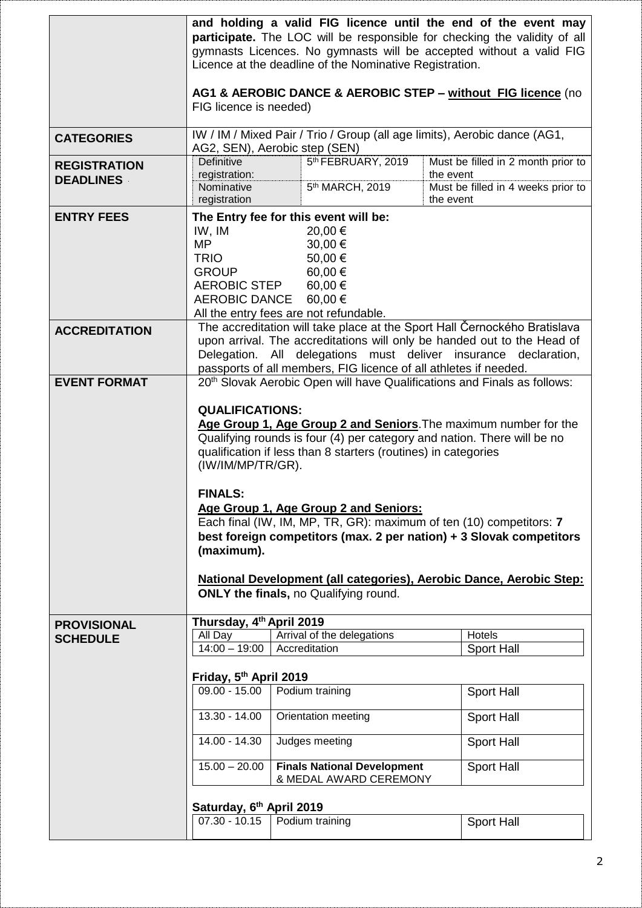| | |
|---|---|
| | **and holding a valid FIG licence until the end of the event may participate.** The LOC will be responsible for checking the validity of all gymnasts Licences. No gymnasts will be accepted without a valid FIG Licence at the deadline of the Nominative Registration.<br><br>**AG1 & AEROBIC DANCE & AEROBIC STEP – without FIG licence** (no FIG licence is needed) |
| **CATEGORIES** | IW / IM / Mixed Pair / Trio / Group (all age limits), Aerobic dance (AG1, AG2, SEN), Aerobic step (SEN) |
| **REGISTRATION DEADLINES** | Definitive registration: 5th FEBRUARY, 2019 – Must be filled in 2 month prior to the event<br>Nominative registration: 5th MARCH, 2019 – Must be filled in 4 weeks prior to the event |
| **ENTRY FEES** | **The Entry fee for this event will be:**<br>IW, IM 20,00 €<br>MP 30,00 €<br>TRIO 50,00 €<br>GROUP 60,00 €<br>AEROBIC STEP 60,00 €<br>AEROBIC DANCE 60,00 €<br>All the entry fees are not refundable. |
| **ACCREDITATION** | The accreditation will take place at the Sport Hall Černockého Bratislava upon arrival. The accreditations will only be handed out to the Head of Delegation. All delegations must deliver insurance declaration, passports of all members, FIG licence of all athletes if needed. |
| **EVENT FORMAT** | 20th Slovak Aerobic Open will have Qualifications and Finals as follows:<br><br>**QUALIFICATIONS:**<br>**Age Group 1, Age Group 2 and Seniors**. The maximum number for the Qualifying rounds is four (4) per category and nation. There will be no qualification if less than 8 starters (routines) in categories (IW/IM/MP/TR/GR).<br><br>**FINALS:**<br>**Age Group 1, Age Group 2 and Seniors:**<br>Each final (IW, IM, MP, TR, GR): maximum of ten (10) competitors: **7 best foreign competitors (max. 2 per nation) + 3 Slovak competitors (maximum).**<br><br>**National Development (all categories), Aerobic Dance, Aerobic Step: ONLY the finals,** no Qualifying round. |
| **PROVISIONAL SCHEDULE** | see below |

**Thursday, 4th April 2019**

| Time | Activity | Venue |
|---|---|---|
| All Day | Arrival of the delegations | Hotels |
| 14:00 – 19:00 | Accreditation | Sport Hall |

**Friday, 5th April 2019**

| Time | Activity | Venue |
|---|---|---|
| 09.00 - 15.00 | Podium training | Sport Hall |
| 13.30 - 14.00 | Orientation meeting | Sport Hall |
| 14.00 - 14.30 | Judges meeting | Sport Hall |
| 15.00 – 20.00 | **Finals National Development** & MEDAL AWARD CEREMONY | Sport Hall |

**Saturday, 6th April 2019**

| Time | Activity | Venue |
|---|---|---|
| 07.30 - 10.15 | Podium training | Sport Hall |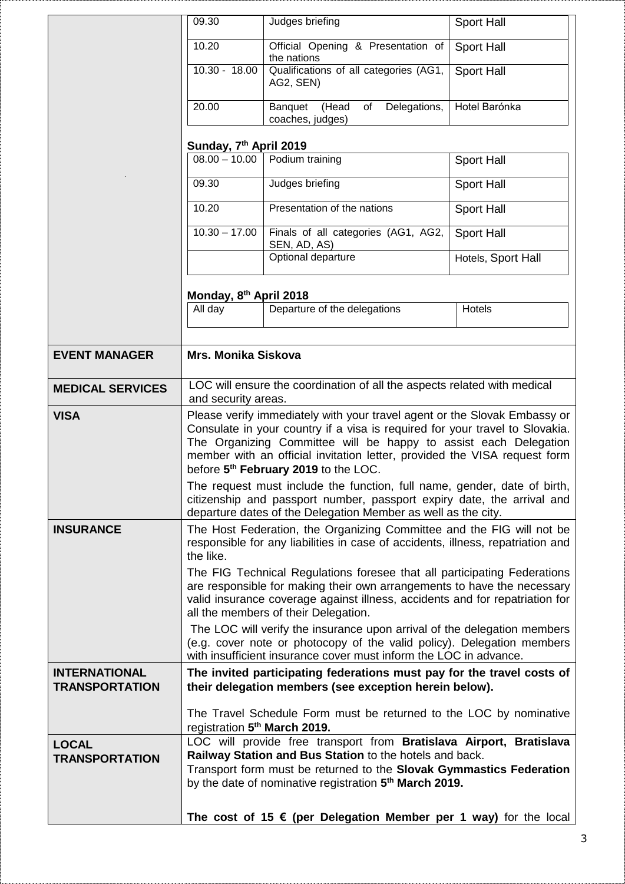| 09.30 | Judges briefing | Sport Hall |
|---|---|---|
| 10.20 | Official Opening & Presentation of the nations | Sport Hall |
| 10.30 - 18.00 | Qualifications of all categories (AG1, AG2, SEN) | Sport Hall |
| 20.00 | Banquet (Head of Delegations, coaches, judges) | Hotel Barónka |

**Sunday, 7th April 2019**

| 08.00 – 10.00 | Podium training | Sport Hall |
|---|---|---|
| 09.30 | Judges briefing | Sport Hall |
| 10.20 | Presentation of the nations | Sport Hall |
| 10.30 – 17.00 | Finals of all categories (AG1, AG2, SEN, AD, AS) | Sport Hall |
| | Optional departure | Hotels, Sport Hall |

**Monday, 8th April 2018**

| All day | Departure of the delegations | Hotels |
|---|---|---|

**EVENT MANAGER**

**Mrs. Monika Siskova**

**MEDICAL SERVICES**

LOC will ensure the coordination of all the aspects related with medical and security areas.

**VISA**

Please verify immediately with your travel agent or the Slovak Embassy or Consulate in your country if a visa is required for your travel to Slovakia. The Organizing Committee will be happy to assist each Delegation member with an official invitation letter, provided the VISA request form before **5th February 2019** to the LOC.

The request must include the function, full name, gender, date of birth, citizenship and passport number, passport expiry date, the arrival and departure dates of the Delegation Member as well as the city.

**INSURANCE**

The Host Federation, the Organizing Committee and the FIG will not be responsible for any liabilities in case of accidents, illness, repatriation and the like.

The FIG Technical Regulations foresee that all participating Federations are responsible for making their own arrangements to have the necessary valid insurance coverage against illness, accidents and for repatriation for all the members of their Delegation.

The LOC will verify the insurance upon arrival of the delegation members (e.g. cover note or photocopy of the valid policy). Delegation members with insufficient insurance cover must inform the LOC in advance.

**INTERNATIONAL TRANSPORTATION**

**The invited participating federations must pay for the travel costs of their delegation members (see exception herein below).**

The Travel Schedule Form must be returned to the LOC by nominative registration **5th March 2019.**

**LOCAL TRANSPORTATION**

LOC will provide free transport from **Bratislava Airport, Bratislava Railway Station and Bus Station** to the hotels and back.
Transport form must be returned to the **Slovak Gymmastics Federation** by the date of nominative registration **5th March 2019.**

**The cost of 15 € (per Delegation Member per 1 way)** for the local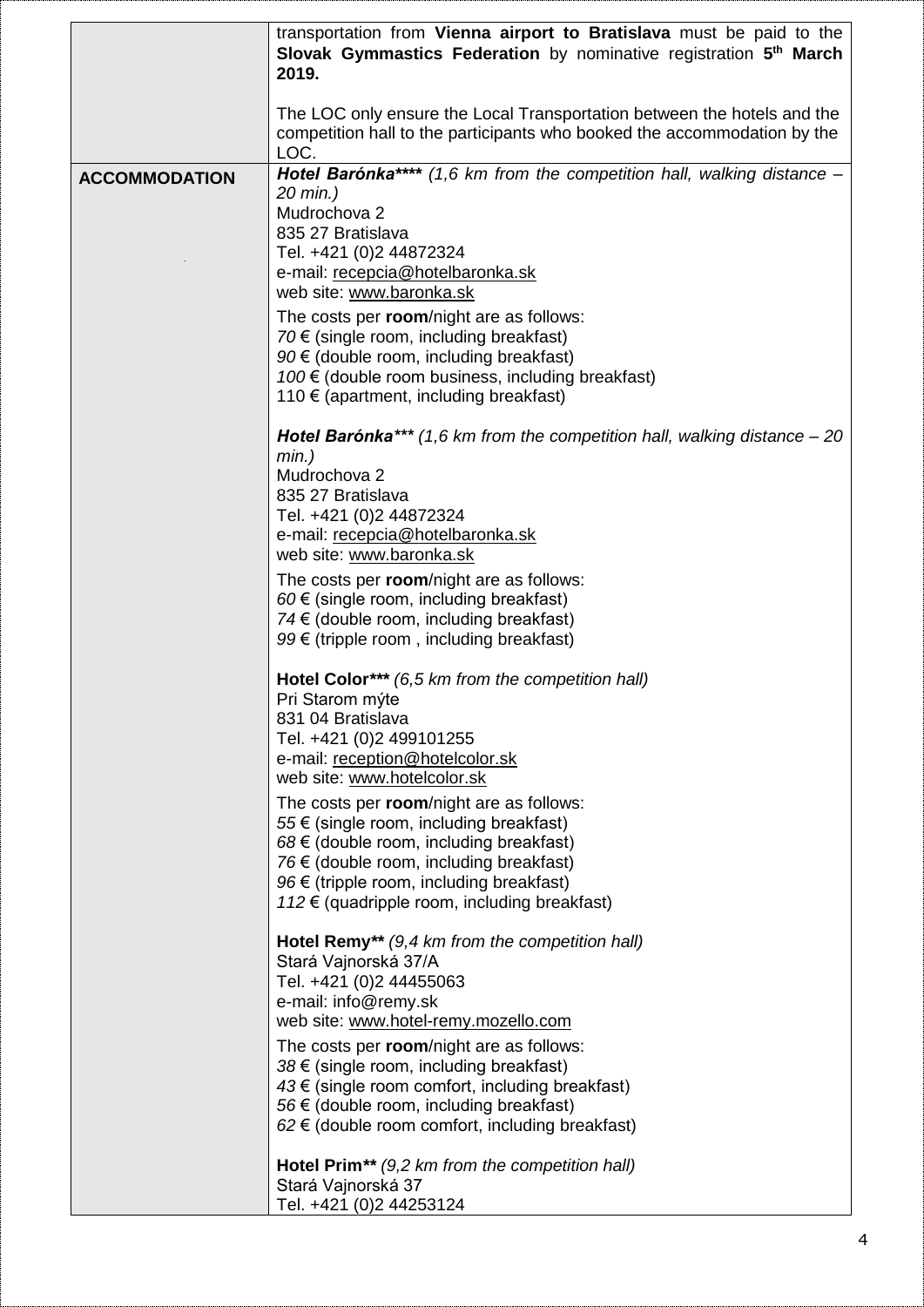| | |
|---|---|
| | transportation from **Vienna airport to Bratislava** must be paid to the **Slovak Gymmastics Federation** by nominative registration **5th March 2019.**<br><br>The LOC only ensure the Local Transportation between the hotels and the competition hall to the participants who booked the accommodation by the LOC. |
| **ACCOMMODATION** | ***Hotel Barónka\*\*\*\**** *(1,6 km from the competition hall, walking distance – 20 min.)*<br>Mudrochova 2<br>835 27 Bratislava<br>Tel. +421 (0)2 44872324<br>e-mail: recepcia@hotelbaronka.sk<br>web site: www.baronka.sk<br><br>The costs per **room**/night are as follows:<br>*70* € (single room, including breakfast)<br>*90* € (double room, including breakfast)<br>*100* € (double room business, including breakfast)<br>110 € (apartment, including breakfast)<br><br>***Hotel Barónka\*\*\**** *(1,6 km from the competition hall, walking distance – 20 min.)*<br>Mudrochova 2<br>835 27 Bratislava<br>Tel. +421 (0)2 44872324<br>e-mail: recepcia@hotelbaronka.sk<br>web site: www.baronka.sk<br><br>The costs per **room**/night are as follows:<br>*60* € (single room, including breakfast)<br>*74* € (double room, including breakfast)<br>*99* € (tripple room , including breakfast)<br><br>**Hotel Color\*\*\*** *(6,5 km from the competition hall)*<br>Pri Starom mýte<br>831 04 Bratislava<br>Tel. +421 (0)2 499101255<br>e-mail: reception@hotelcolor.sk<br>web site: www.hotelcolor.sk<br><br>The costs per **room**/night are as follows:<br>*55* € (single room, including breakfast)<br>*68* € (double room, including breakfast)<br>*76* € (double room, including breakfast)<br>*96* € (tripple room, including breakfast)<br>*112* € (quadripple room, including breakfast)<br><br>**Hotel Remy\*\*** *(9,4 km from the competition hall)*<br>Stará Vajnorská 37/A<br>Tel. +421 (0)2 44455063<br>e-mail: info@remy.sk<br>web site: www.hotel-remy.mozello.com<br><br>The costs per **room**/night are as follows:<br>*38* € (single room, including breakfast)<br>*43* € (single room comfort, including breakfast)<br>*56* € (double room, including breakfast)<br>*62* € (double room comfort, including breakfast)<br><br>**Hotel Prim\*\*** *(9,2 km from the competition hall)*<br>Stará Vajnorská 37<br>Tel. +421 (0)2 44253124 |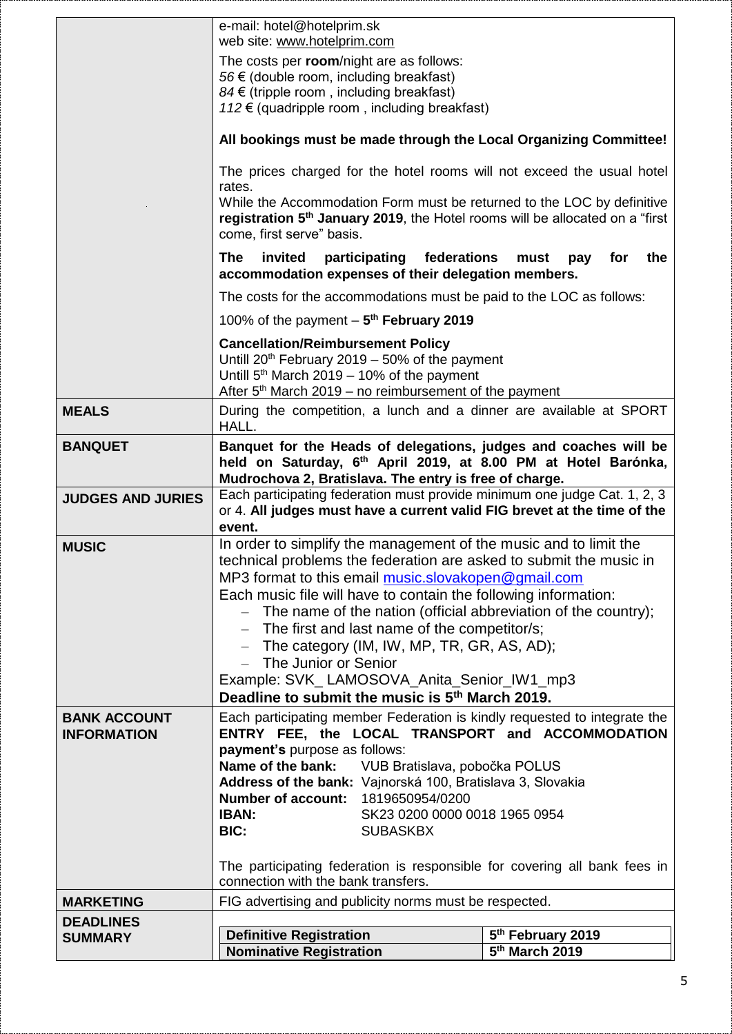| | |
|---|---|
| | e-mail: hotel@hotelprim.sk<br>web site: www.hotelprim.com<br><br>The costs per **room**/night are as follows:<br>*56 €* (double room, including breakfast)<br>*84 €* (tripple room , including breakfast)<br>*112 €* (quadripple room , including breakfast)<br><br>**All bookings must be made through the Local Organizing Committee!**<br><br>The prices charged for the hotel rooms will not exceed the usual hotel rates.<br>While the Accommodation Form must be returned to the LOC by definitive **registration 5th January 2019**, the Hotel rooms will be allocated on a "first come, first serve" basis.<br><br>**The invited participating federations must pay for the accommodation expenses of their delegation members.**<br><br>The costs for the accommodations must be paid to the LOC as follows:<br><br>100% of the payment – **5th February 2019**<br><br>**Cancellation/Reimbursement Policy**<br>Untill 20th February 2019 – 50% of the payment<br>Untill 5th March 2019 – 10% of the payment<br>After 5th March 2019 – no reimbursement of the payment |
| **MEALS** | During the competition, a lunch and a dinner are available at SPORT HALL. |
| **BANQUET** | **Banquet for the Heads of delegations, judges and coaches will be held on Saturday, 6th April 2019, at 8.00 PM at Hotel Barónka, Mudrochova 2, Bratislava. The entry is free of charge.** |
| **JUDGES AND JURIES** | Each participating federation must provide minimum one judge Cat. 1, 2, 3 or 4. **All judges must have a current valid FIG brevet at the time of the event.** |
| **MUSIC** | In order to simplify the management of the music and to limit the technical problems the federation are asked to submit the music in MP3 format to this email music.slovakopen@gmail.com<br>Each music file will have to contain the following information:<br>– The name of the nation (official abbreviation of the country);<br>– The first and last name of the competitor/s;<br>– The category (IM, IW, MP, TR, GR, AS, AD);<br>– The Junior or Senior<br>Example: SVK_ LAMOSOVA_Anita_Senior_IW1_mp3<br>**Deadline to submit the music is 5th March 2019.** |
| **BANK ACCOUNT INFORMATION** | Each participating member Federation is kindly requested to integrate the **ENTRY FEE, the LOCAL TRANSPORT and ACCOMMODATION payment's** purpose as follows:<br>**Name of the bank:** VUB Bratislava, pobočka POLUS<br>**Address of the bank:** Vajnorská 100, Bratislava 3, Slovakia<br>**Number of account:** 1819650954/0200<br>**IBAN:** SK23 0200 0000 0018 1965 0954<br>**BIC:** SUBASKBX<br><br>The participating federation is responsible for covering all bank fees in connection with the bank transfers. |
| **MARKETING** | FIG advertising and publicity norms must be respected. |
| **DEADLINES SUMMARY** | **Definitive Registration** — **5th February 2019**<br>**Nominative Registration** — **5th March 2019** |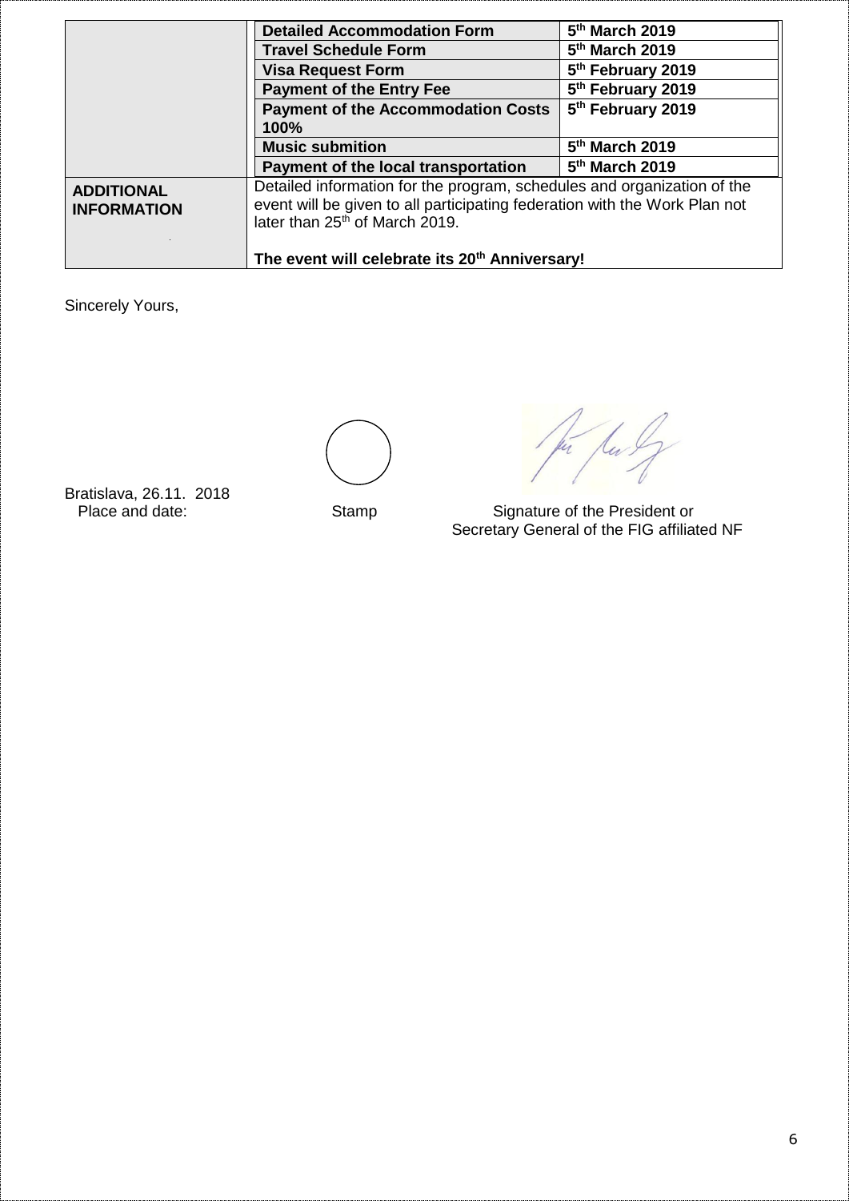| | | |
|---|---|---|
| | **Detailed Accommodation Form** | **5th March 2019** |
| | **Travel Schedule Form** | **5th March 2019** |
| | **Visa Request Form** | **5th February 2019** |
| | **Payment of the Entry Fee** | **5th February 2019** |
| | **Payment of the Accommodation Costs 100%** | **5th February 2019** |
| | **Music submition** | **5th March 2019** |
| | **Payment of the local transportation** | **5th March 2019** |
| **ADDITIONAL INFORMATION** | Detailed information for the program, schedules and organization of the event will be given to all participating federation with the Work Plan not later than 25th of March 2019.<br><br>**The event will celebrate its 20th Anniversary!** | |

Sincerely Yours,

Bratislava, 26.11. 2018
Place and date:

Stamp

Signature of the President or Secretary General of the FIG affiliated NF